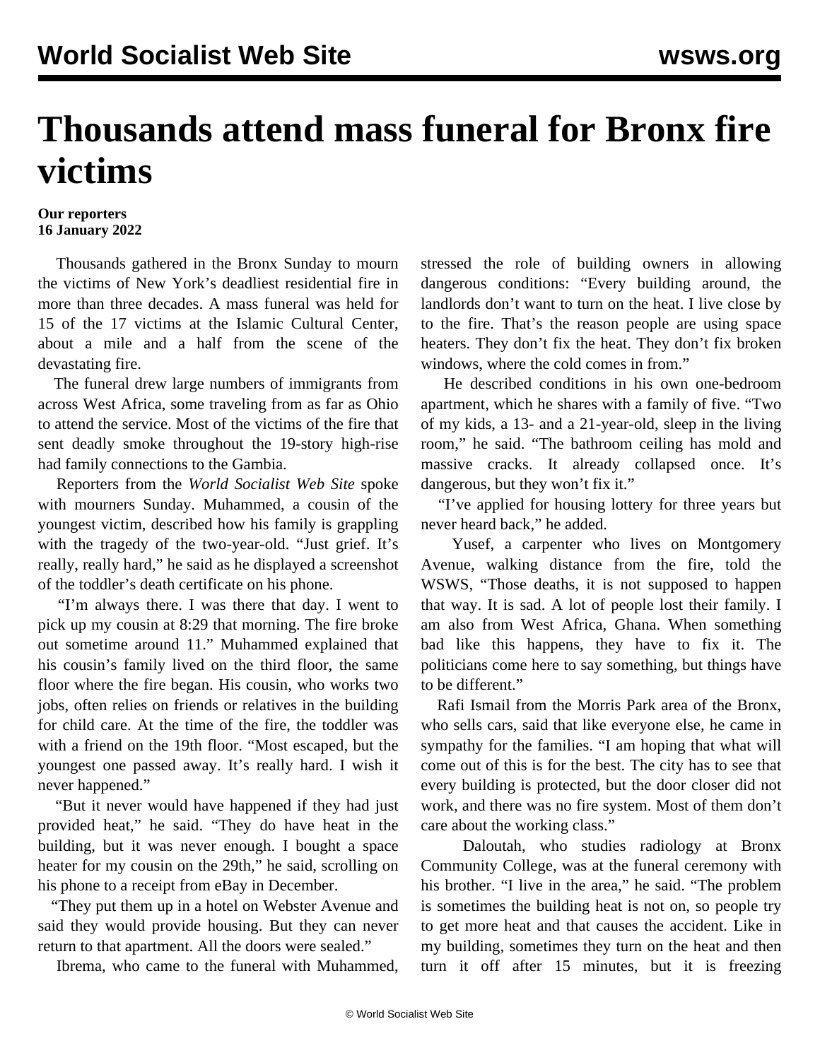# Thousands attend mass funeral for Bronx fire victims

**Our reporters**
**16 January 2022**

Thousands gathered in the Bronx Sunday to mourn the victims of New York's deadliest residential fire in more than three decades. A mass funeral was held for 15 of the 17 victims at the Islamic Cultural Center, about a mile and a half from the scene of the devastating fire.

The funeral drew large numbers of immigrants from across West Africa, some traveling from as far as Ohio to attend the service. Most of the victims of the fire that sent deadly smoke throughout the 19-story high-rise had family connections to the Gambia.

Reporters from the *World Socialist Web Site* spoke with mourners Sunday. Muhammed, a cousin of the youngest victim, described how his family is grappling with the tragedy of the two-year-old. "Just grief. It's really, really hard," he said as he displayed a screenshot of the toddler's death certificate on his phone.

"I'm always there. I was there that day. I went to pick up my cousin at 8:29 that morning. The fire broke out sometime around 11." Muhammed explained that his cousin's family lived on the third floor, the same floor where the fire began. His cousin, who works two jobs, often relies on friends or relatives in the building for child care. At the time of the fire, the toddler was with a friend on the 19th floor. "Most escaped, but the youngest one passed away. It's really hard. I wish it never happened."

"But it never would have happened if they had just provided heat," he said. "They do have heat in the building, but it was never enough. I bought a space heater for my cousin on the 29th," he said, scrolling on his phone to a receipt from eBay in December.

"They put them up in a hotel on Webster Avenue and said they would provide housing. But they can never return to that apartment. All the doors were sealed."

Ibrema, who came to the funeral with Muhammed, stressed the role of building owners in allowing dangerous conditions: "Every building around, the landlords don't want to turn on the heat. I live close by to the fire. That's the reason people are using space heaters. They don't fix the heat. They don't fix broken windows, where the cold comes in from."

He described conditions in his own one-bedroom apartment, which he shares with a family of five. "Two of my kids, a 13- and a 21-year-old, sleep in the living room," he said. "The bathroom ceiling has mold and massive cracks. It already collapsed once. It's dangerous, but they won't fix it."

"I've applied for housing lottery for three years but never heard back," he added.

Yusef, a carpenter who lives on Montgomery Avenue, walking distance from the fire, told the WSWS, "Those deaths, it is not supposed to happen that way. It is sad. A lot of people lost their family. I am also from West Africa, Ghana. When something bad like this happens, they have to fix it. The politicians come here to say something, but things have to be different."

Rafi Ismail from the Morris Park area of the Bronx, who sells cars, said that like everyone else, he came in sympathy for the families. "I am hoping that what will come out of this is for the best. The city has to see that every building is protected, but the door closer did not work, and there was no fire system. Most of them don't care about the working class."

Daloutah, who studies radiology at Bronx Community College, was at the funeral ceremony with his brother. "I live in the area," he said. "The problem is sometimes the building heat is not on, so people try to get more heat and that causes the accident. Like in my building, sometimes they turn on the heat and then turn it off after 15 minutes, but it is freezing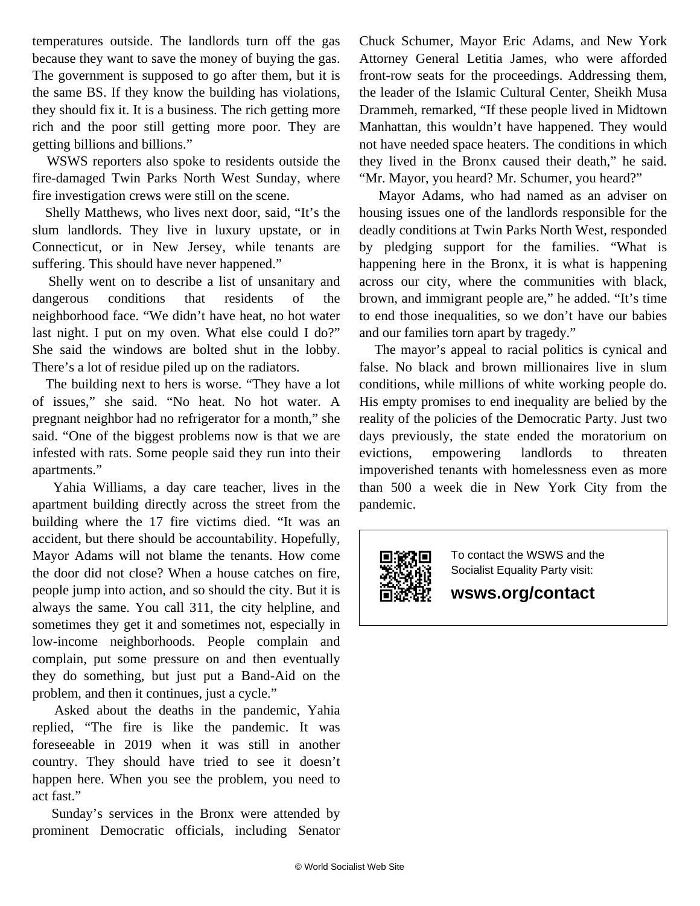temperatures outside. The landlords turn off the gas because they want to save the money of buying the gas. The government is supposed to go after them, but it is the same BS. If they know the building has violations, they should fix it. It is a business. The rich getting more rich and the poor still getting more poor. They are getting billions and billions."

WSWS reporters also spoke to residents outside the fire-damaged Twin Parks North West Sunday, where fire investigation crews were still on the scene.

Shelly Matthews, who lives next door, said, "It's the slum landlords. They live in luxury upstate, or in Connecticut, or in New Jersey, while tenants are suffering. This should have never happened."

Shelly went on to describe a list of unsanitary and dangerous conditions that residents of the neighborhood face. "We didn't have heat, no hot water last night. I put on my oven. What else could I do?" She said the windows are bolted shut in the lobby. There's a lot of residue piled up on the radiators.

The building next to hers is worse. "They have a lot of issues," she said. "No heat. No hot water. A pregnant neighbor had no refrigerator for a month," she said. "One of the biggest problems now is that we are infested with rats. Some people said they run into their apartments."

Yahia Williams, a day care teacher, lives in the apartment building directly across the street from the building where the 17 fire victims died. "It was an accident, but there should be accountability. Hopefully, Mayor Adams will not blame the tenants. How come the door did not close? When a house catches on fire, people jump into action, and so should the city. But it is always the same. You call 311, the city helpline, and sometimes they get it and sometimes not, especially in low-income neighborhoods. People complain and complain, put some pressure on and then eventually they do something, but just put a Band-Aid on the problem, and then it continues, just a cycle."

Asked about the deaths in the pandemic, Yahia replied, "The fire is like the pandemic. It was foreseeable in 2019 when it was still in another country. They should have tried to see it doesn't happen here. When you see the problem, you need to act fast."

Sunday's services in the Bronx were attended by prominent Democratic officials, including Senator Chuck Schumer, Mayor Eric Adams, and New York Attorney General Letitia James, who were afforded front-row seats for the proceedings. Addressing them, the leader of the Islamic Cultural Center, Sheikh Musa Drammeh, remarked, "If these people lived in Midtown Manhattan, this wouldn't have happened. They would not have needed space heaters. The conditions in which they lived in the Bronx caused their death," he said. "Mr. Mayor, you heard? Mr. Schumer, you heard?"

Mayor Adams, who had named as an adviser on housing issues one of the landlords responsible for the deadly conditions at Twin Parks North West, responded by pledging support for the families. "What is happening here in the Bronx, it is what is happening across our city, where the communities with black, brown, and immigrant people are," he added. "It's time to end those inequalities, so we don't have our babies and our families torn apart by tragedy."

The mayor's appeal to racial politics is cynical and false. No black and brown millionaires live in slum conditions, while millions of white working people do. His empty promises to end inequality are belied by the reality of the policies of the Democratic Party. Just two days previously, the state ended the moratorium on evictions, empowering landlords to threaten impoverished tenants with homelessness even as more than 500 a week die in New York City from the pandemic.

To contact the WSWS and the Socialist Equality Party visit:

**wsws.org/contact**